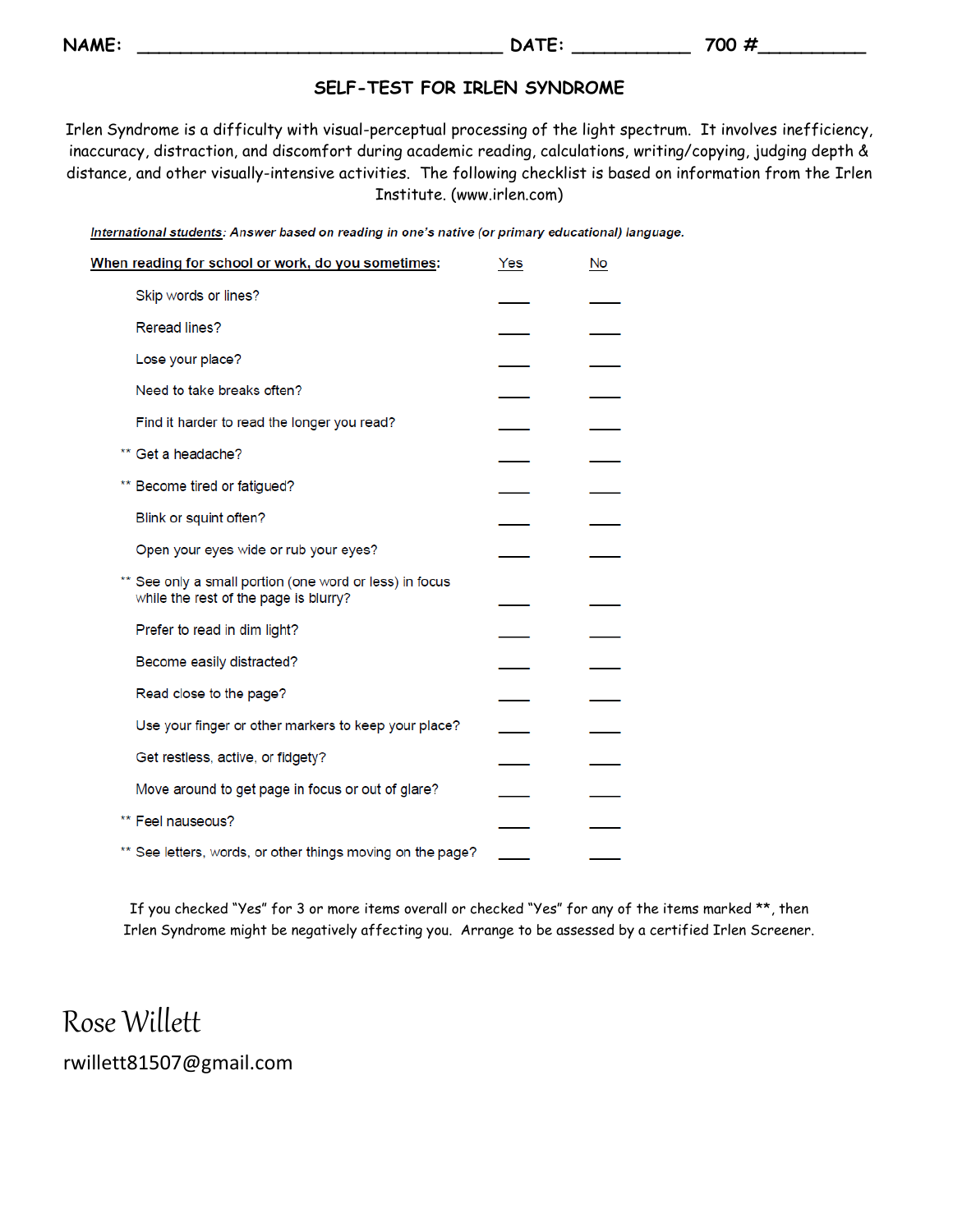NAME: ________________________________ DATE: __________ 700 #_________

## SELF-TEST FOR IRLEN SYNDROME

Irlen Syndrome is a difficulty with visual-perceptual processing of the light spectrum. It involves inefficiency, inaccuracy, distraction, and discomfort during academic reading, calculations, writing/copying, judging depth & distance, and other visually-intensive activities. The following checklist is based on information from the Irlen Institute. (www.irlen.com)

***International students**: Answer based on reading in one's native (or primary educational) language.*

| **When reading for school or work, do you sometimes:** | Yes | No |
|---|---|---|
| Skip words or lines? | ____ | ____ |
| Reread lines? | ____ | ____ |
| Lose your place? | ____ | ____ |
| Need to take breaks often? | ____ | ____ |
| Find it harder to read the longer you read? | ____ | ____ |
| ** Get a headache? | ____ | ____ |
| ** Become tired or fatigued? | ____ | ____ |
| Blink or squint often? | ____ | ____ |
| Open your eyes wide or rub your eyes? | ____ | ____ |
| ** See only a small portion (one word or less) in focus while the rest of the page is blurry? | ____ | ____ |
| Prefer to read in dim light? | ____ | ____ |
| Become easily distracted? | ____ | ____ |
| Read close to the page? | ____ | ____ |
| Use your finger or other markers to keep your place? | ____ | ____ |
| Get restless, active, or fidgety? | ____ | ____ |
| Move around to get page in focus or out of glare? | ____ | ____ |
| ** Feel nauseous? | ____ | ____ |
| ** See letters, words, or other things moving on the page? | ____ | ____ |

If you checked "Yes" for 3 or more items overall or checked "Yes" for any of the items marked **, then Irlen Syndrome might be negatively affecting you. Arrange to be assessed by a certified Irlen Screener.

Rose Willett

rwillett81507@gmail.com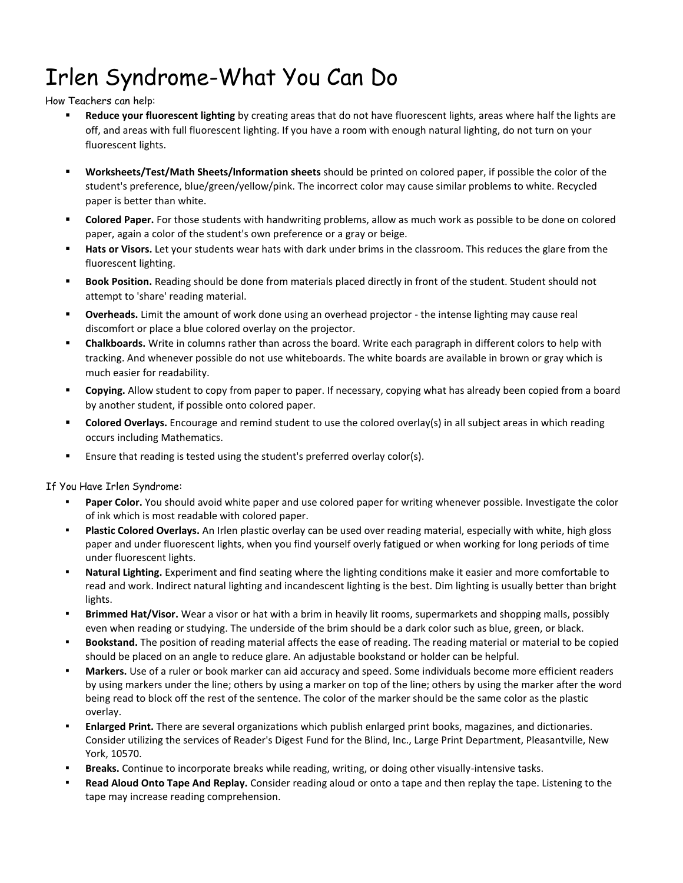# Irlen Syndrome-What You Can Do

How Teachers can help:

- **Reduce your fluorescent lighting** by creating areas that do not have fluorescent lights, areas where half the lights are off, and areas with full fluorescent lighting. If you have a room with enough natural lighting, do not turn on your fluorescent lights.
- **Worksheets/Test/Math Sheets/Information sheets** should be printed on colored paper, if possible the color of the student's preference, blue/green/yellow/pink. The incorrect color may cause similar problems to white. Recycled paper is better than white.
- **Colored Paper.** For those students with handwriting problems, allow as much work as possible to be done on colored paper, again a color of the student's own preference or a gray or beige.
- **Hats or Visors.** Let your students wear hats with dark under brims in the classroom. This reduces the glare from the fluorescent lighting.
- **Book Position.** Reading should be done from materials placed directly in front of the student. Student should not attempt to 'share' reading material.
- **Overheads.** Limit the amount of work done using an overhead projector - the intense lighting may cause real discomfort or place a blue colored overlay on the projector.
- **Chalkboards.** Write in columns rather than across the board. Write each paragraph in different colors to help with tracking. And whenever possible do not use whiteboards. The white boards are available in brown or gray which is much easier for readability.
- **Copying.** Allow student to copy from paper to paper. If necessary, copying what has already been copied from a board by another student, if possible onto colored paper.
- **Colored Overlays.** Encourage and remind student to use the colored overlay(s) in all subject areas in which reading occurs including Mathematics.
- Ensure that reading is tested using the student's preferred overlay color(s).

If You Have Irlen Syndrome:

- **Paper Color.** You should avoid white paper and use colored paper for writing whenever possible. Investigate the color of ink which is most readable with colored paper.
- **Plastic Colored Overlays.** An Irlen plastic overlay can be used over reading material, especially with white, high gloss paper and under fluorescent lights, when you find yourself overly fatigued or when working for long periods of time under fluorescent lights.
- **Natural Lighting.** Experiment and find seating where the lighting conditions make it easier and more comfortable to read and work. Indirect natural lighting and incandescent lighting is the best. Dim lighting is usually better than bright lights.
- **Brimmed Hat/Visor.** Wear a visor or hat with a brim in heavily lit rooms, supermarkets and shopping malls, possibly even when reading or studying. The underside of the brim should be a dark color such as blue, green, or black.
- **Bookstand.** The position of reading material affects the ease of reading. The reading material or material to be copied should be placed on an angle to reduce glare. An adjustable bookstand or holder can be helpful.
- **Markers.** Use of a ruler or book marker can aid accuracy and speed. Some individuals become more efficient readers by using markers under the line; others by using a marker on top of the line; others by using the marker after the word being read to block off the rest of the sentence. The color of the marker should be the same color as the plastic overlay.
- **Enlarged Print.** There are several organizations which publish enlarged print books, magazines, and dictionaries. Consider utilizing the services of Reader's Digest Fund for the Blind, Inc., Large Print Department, Pleasantville, New York, 10570.
- **Breaks.** Continue to incorporate breaks while reading, writing, or doing other visually-intensive tasks.
- **Read Aloud Onto Tape And Replay.** Consider reading aloud or onto a tape and then replay the tape. Listening to the tape may increase reading comprehension.